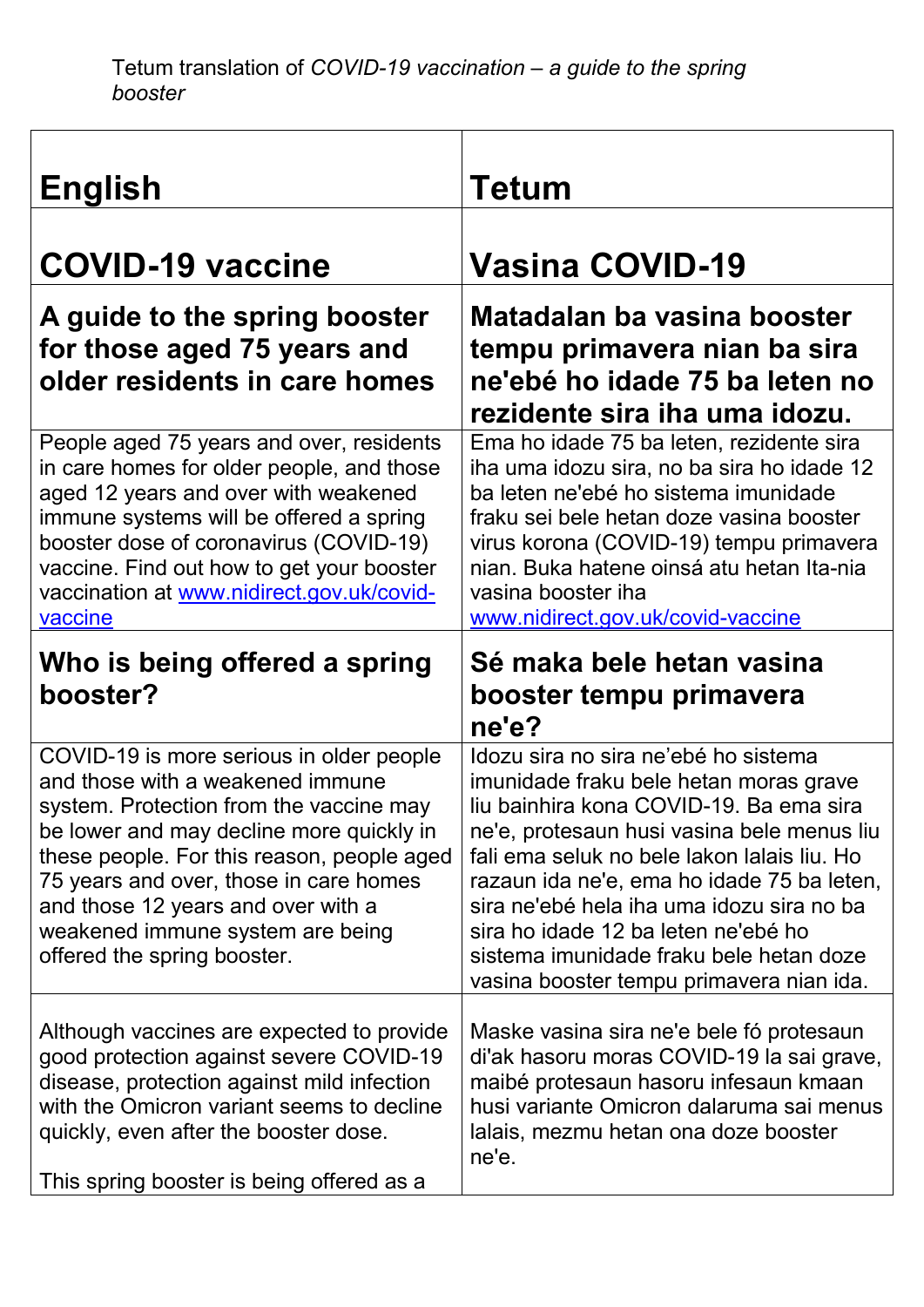Tetum translation of *COVID-19 vaccination – a guide to the spring booster*

| English | Tetum |
|---|---|
| **COVID-19 vaccine** | **Vasina COVID-19** |
| **A guide to the spring booster for those aged 75 years and older residents in care homes** | **Matadalan ba vasina booster tempu primavera nian ba sira ne'ebé ho idade 75 ba leten no rezidente sira iha uma idozu.** |
| People aged 75 years and over, residents in care homes for older people, and those aged 12 years and over with weakened immune systems will be offered a spring booster dose of coronavirus (COVID-19) vaccine. Find out how to get your booster vaccination at [www.nidirect.gov.uk/covid-vaccine](http://www.nidirect.gov.uk/covid-vaccine) | Ema ho idade 75 ba leten, rezidente sira iha uma idozu sira, no ba sira ho idade 12 ba leten ne'ebé ho sistema imunidade fraku sei bele hetan doze vasina booster virus korona (COVID-19) tempu primavera nian. Buka hatene oinsá atu hetan Ita-nia vasina booster iha [www.nidirect.gov.uk/covid-vaccine](http://www.nidirect.gov.uk/covid-vaccine) |
| **Who is being offered a spring booster?** | **Sé maka bele hetan vasina booster tempu primavera ne'e?** |
| COVID-19 is more serious in older people and those with a weakened immune system. Protection from the vaccine may be lower and may decline more quickly in these people. For this reason, people aged 75 years and over, those in care homes and those 12 years and over with a weakened immune system are being offered the spring booster. | Idozu sira no sira ne'ebé ho sistema imunidade fraku bele hetan moras grave liu bainhira kona COVID-19. Ba ema sira ne'e, protesaun husi vasina bele menus liu fali ema seluk no bele lakon lalais liu. Ho razaun ida ne'e, ema ho idade 75 ba leten, sira ne'ebé hela iha uma idozu sira no ba sira ho idade 12 ba leten ne'ebé ho sistema imunidade fraku bele hetan doze vasina booster tempu primavera nian ida. |
| Although vaccines are expected to provide good protection against severe COVID-19 disease, protection against mild infection with the Omicron variant seems to decline quickly, even after the booster dose.<br><br>This spring booster is being offered as a | Maske vasina sira ne'e bele fó protesaun di'ak hasoru moras COVID-19 la sai grave, maibé protesaun hasoru infesaun kmaan husi variante Omicron dalaruma sai menus lalais, mezmu hetan ona doze booster ne'e. |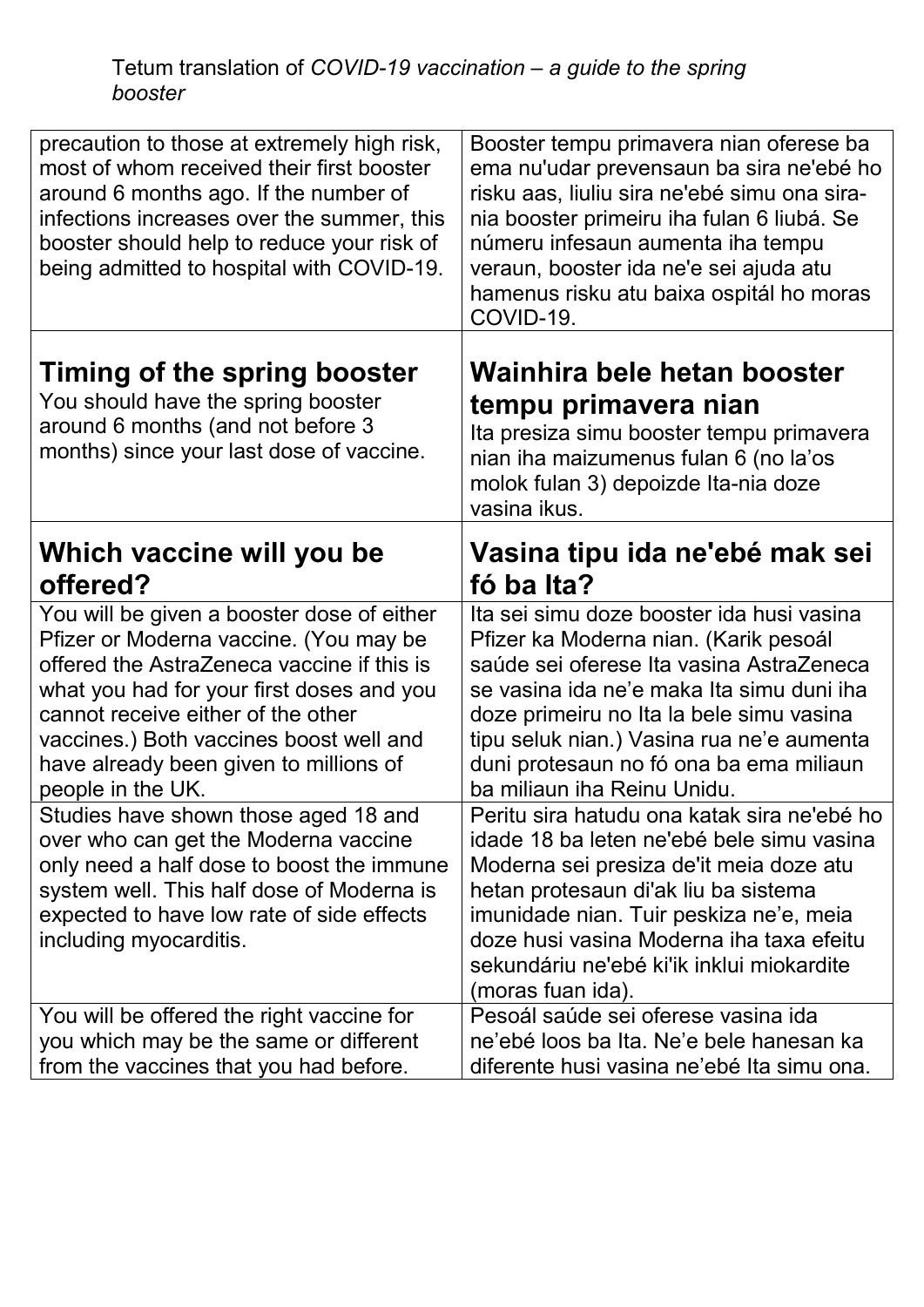Tetum translation of *COVID-19 vaccination – a guide to the spring booster*

| | |
|---|---|
| precaution to those at extremely high risk, most of whom received their first booster around 6 months ago. If the number of infections increases over the summer, this booster should help to reduce your risk of being admitted to hospital with COVID-19. | Booster tempu primavera nian oferese ba ema nu'udar prevensaun ba sira ne'ebé ho risku aas, liuliu sira ne'ebé simu ona sira-nia booster primeiru iha fulan 6 liubá. Se númeru infesaun aumenta iha tempu veraun, booster ida ne'e sei ajuda atu hamenus risku atu baixa ospitál ho moras COVID-19. |
| **Timing of the spring booster** | **Wainhira bele hetan booster tempu primavera nian** |
| You should have the spring booster around 6 months (and not before 3 months) since your last dose of vaccine. | Ita presiza simu booster tempu primavera nian iha maizumenus fulan 6 (no la'os molok fulan 3) depoizde Ita-nia doze vasina ikus. |
| **Which vaccine will you be offered?** | **Vasina tipu ida ne'ebé mak sei fó ba Ita?** |
| You will be given a booster dose of either Pfizer or Moderna vaccine. (You may be offered the AstraZeneca vaccine if this is what you had for your first doses and you cannot receive either of the other vaccines.) Both vaccines boost well and have already been given to millions of people in the UK. | Ita sei simu doze booster ida husi vasina Pfizer ka Moderna nian. (Karik pesoál saúde sei oferese Ita vasina AstraZeneca se vasina ida ne'e maka Ita simu duni iha doze primeiru no Ita la bele simu vasina tipu seluk nian.) Vasina rua ne'e aumenta duni protesaun no fó ona ba ema miliaun ba miliaun iha Reinu Unidu. |
| Studies have shown those aged 18 and over who can get the Moderna vaccine only need a half dose to boost the immune system well. This half dose of Moderna is expected to have low rate of side effects including myocarditis. | Peritu sira hatudu ona katak sira ne'ebé ho idade 18 ba leten ne'ebé bele simu vasina Moderna sei presiza de'it meia doze atu hetan protesaun di'ak liu ba sistema imunidade nian. Tuir peskiza ne'e, meia doze husi vasina Moderna iha taxa efeitu sekundáriu ne'ebé ki'ik inklui miokardite (moras fuan ida). |
| You will be offered the right vaccine for you which may be the same or different from the vaccines that you had before. | Pesoál saúde sei oferese vasina ida ne'ebé loos ba Ita. Ne'e bele hanesan ka diferente husi vasina ne'ebé Ita simu ona. |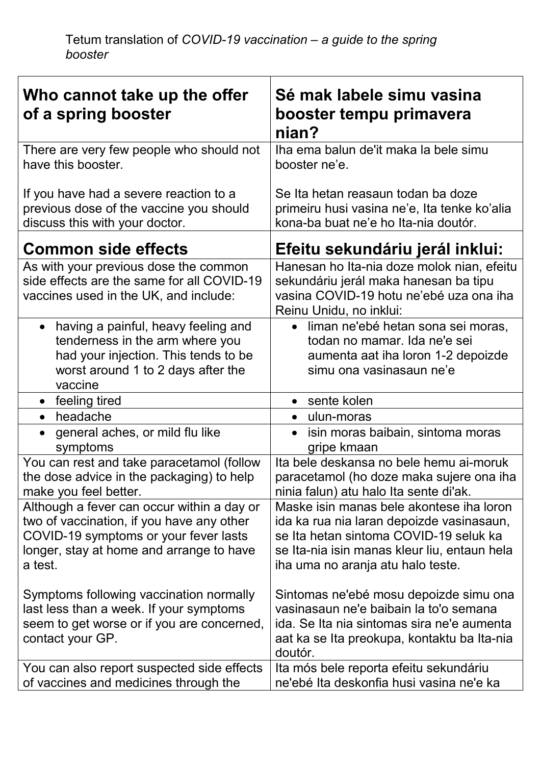Tetum translation of *COVID-19 vaccination – a guide to the spring booster*

| **Who cannot take up the offer of a spring booster** | **Sé mak labele simu vasina booster tempu primavera nian?** |
|---|---|
| There are very few people who should not have this booster.<br><br>If you have had a severe reaction to a previous dose of the vaccine you should discuss this with your doctor. | Iha ema balun de'it maka la bele simu booster ne'e.<br><br>Se Ita hetan reasaun todan ba doze primeiru husi vasina ne'e, Ita tenke ko'alia kona-ba buat ne'e ho Ita-nia doutór. |
| **Common side effects** | **Efeitu sekundáriu jerál inklui:** |
| As with your previous dose the common side effects are the same for all COVID-19 vaccines used in the UK, and include: | Hanesan ho Ita-nia doze molok nian, efeitu sekundáriu jerál maka hanesan ba tipu vasina COVID-19 hotu ne'ebé uza ona iha Reinu Unidu, no inklui: |
| • having a painful, heavy feeling and tenderness in the arm where you had your injection. This tends to be worst around 1 to 2 days after the vaccine | • liman ne'ebé hetan sona sei moras, todan no mamar. Ida ne'e sei aumenta aat iha loron 1-2 depoizde simu ona vasinasaun ne'e |
| • feeling tired | • sente kolen |
| • headache | • ulun-moras |
| • general aches, or mild flu like symptoms | • isin moras baibain, sintoma moras gripe kmaan |
| You can rest and take paracetamol (follow the dose advice in the packaging) to help make you feel better. | Ita bele deskansa no bele hemu ai-moruk paracetamol (ho doze maka sujere ona iha ninia falun) atu halo Ita sente di'ak. |
| Although a fever can occur within a day or two of vaccination, if you have any other COVID-19 symptoms or your fever lasts longer, stay at home and arrange to have a test.<br><br>Symptoms following vaccination normally last less than a week. If your symptoms seem to get worse or if you are concerned, contact your GP. | Maske isin manas bele akontese iha loron ida ka rua nia laran depoizde vasinasaun, se Ita hetan sintoma COVID-19 seluk ka se Ita-nia isin manas kleur liu, entaun hela iha uma no aranja atu halo teste.<br><br>Sintomas ne'ebé mosu depoizde simu ona vasinasaun ne'e baibain la to'o semana ida. Se Ita nia sintomas sira ne'e aumenta aat ka se Ita preokupa, kontaktu ba Ita-nia doutór. |
| You can also report suspected side effects of vaccines and medicines through the | Ita mós bele reporta efeitu sekundáriu ne'ebé Ita deskonfia husi vasina ne'e ka |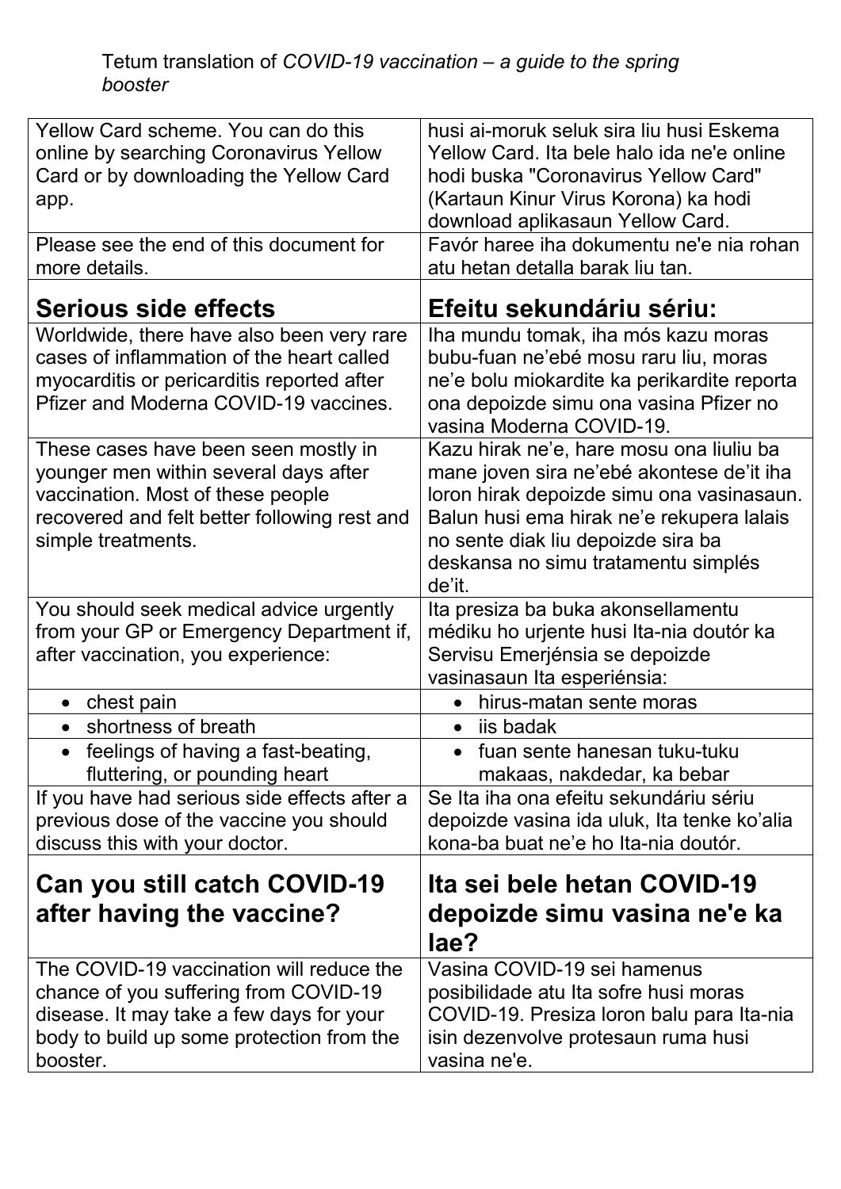Tetum translation of *COVID-19 vaccination – a guide to the spring booster*

| | |
|---|---|
| Yellow Card scheme. You can do this online by searching Coronavirus Yellow Card or by downloading the Yellow Card app. | husi ai-moruk seluk sira liu husi Eskema Yellow Card. Ita bele halo ida ne'e online hodi buska "Coronavirus Yellow Card" (Kartaun Kinur Virus Korona) ka hodi download aplikasaun Yellow Card. |
| Please see the end of this document for more details. | Favór haree iha dokumentu ne'e nia rohan atu hetan detalla barak liu tan. |
| **Serious side effects** | **Efeitu sekundáriu sériu:** |
| Worldwide, there have also been very rare cases of inflammation of the heart called myocarditis or pericarditis reported after Pfizer and Moderna COVID-19 vaccines. | Iha mundu tomak, iha mós kazu moras bubu-fuan ne'ebé mosu raru liu, moras ne'e bolu miokardite ka perikardite reporta ona depoizde simu ona vasina Pfizer no vasina Moderna COVID-19. |
| These cases have been seen mostly in younger men within several days after vaccination. Most of these people recovered and felt better following rest and simple treatments. | Kazu hirak ne'e, hare mosu ona liuliu ba mane joven sira ne'ebé akontese de'it iha loron hirak depoizde simu ona vasinasaun. Balun husi ema hirak ne'e rekupera lalais no sente diak liu depoizde sira ba deskansa no simu tratamentu simplés de'it. |
| You should seek medical advice urgently from your GP or Emergency Department if, after vaccination, you experience: | Ita presiza ba buka akonsellamentu médiku ho urjente husi Ita-nia doutór ka Servisu Emerjénsia se depoizde vasinasaun Ita esperiénsia: |
| • chest pain | • hirus-matan sente moras |
| • shortness of breath | • iis badak |
| • feelings of having a fast-beating, fluttering, or pounding heart | • fuan sente hanesan tuku-tuku makaas, nakdedar, ka bebar |
| If you have had serious side effects after a previous dose of the vaccine you should discuss this with your doctor. | Se Ita iha ona efeitu sekundáriu sériu depoizde vasina ida uluk, Ita tenke ko'alia kona-ba buat ne'e ho Ita-nia doutór. |
| **Can you still catch COVID-19 after having the vaccine?** | **Ita sei bele hetan COVID-19 depoizde simu vasina ne'e ka lae?** |
| The COVID-19 vaccination will reduce the chance of you suffering from COVID-19 disease. It may take a few days for your body to build up some protection from the booster. | Vasina COVID-19 sei hamenus posibilidade atu Ita sofre husi moras COVID-19. Presiza loron balu para Ita-nia isin dezenvolve protesaun ruma husi vasina ne'e. |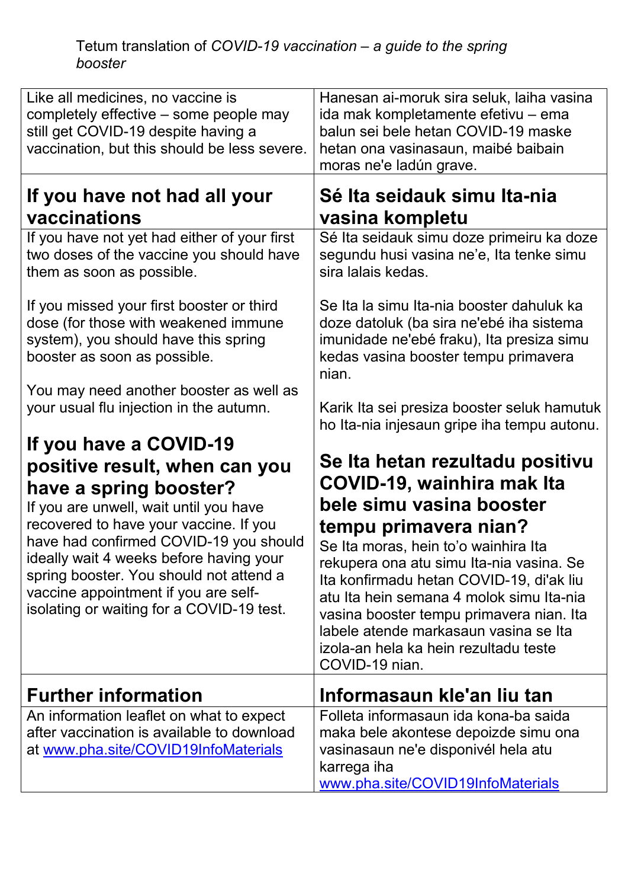Tetum translation of *COVID-19 vaccination – a guide to the spring booster*

| | |
|---|---|
| Like all medicines, no vaccine is completely effective – some people may still get COVID-19 despite having a vaccination, but this should be less severe. | Hanesan ai-moruk sira seluk, laiha vasina ida mak kompletamente efetivu – ema balun sei bele hetan COVID-19 maske hetan ona vasinasaun, maibé baibain moras ne'e ladún grave. |
| **If you have not had all your vaccinations** | **Sé Ita seidauk simu Ita-nia vasina kompletu** |
| If you have not yet had either of your first two doses of the vaccine you should have them as soon as possible.<br><br>If you missed your first booster or third dose (for those with weakened immune system), you should have this spring booster as soon as possible.<br><br>You may need another booster as well as your usual flu injection in the autumn.<br><br>**If you have a COVID-19 positive result, when can you have a spring booster?**<br>If you are unwell, wait until you have recovered to have your vaccine. If you have had confirmed COVID-19 you should ideally wait 4 weeks before having your spring booster. You should not attend a vaccine appointment if you are self-isolating or waiting for a COVID-19 test. | Sé Ita seidauk simu doze primeiru ka doze segundu husi vasina ne'e, Ita tenke simu sira lalais kedas.<br><br>Se Ita la simu Ita-nia booster dahuluk ka doze datoluk (ba sira ne'ebé iha sistema imunidade ne'ebé fraku), Ita presiza simu kedas vasina booster tempu primavera nian.<br><br>Karik Ita sei presiza booster seluk hamutuk ho Ita-nia injesaun gripe iha tempu autonu.<br><br>**Se Ita hetan rezultadu positivu COVID-19, wainhira mak Ita bele simu vasina booster tempu primavera nian?**<br>Se Ita moras, hein to'o wainhira Ita rekupera ona atu simu Ita-nia vasina. Se Ita konfirmadu hetan COVID-19, di'ak liu atu Ita hein semana 4 molok simu Ita-nia vasina booster tempu primavera nian. Ita labele atende markasaun vasina se Ita izola-an hela ka hein rezultadu teste COVID-19 nian. |
| **Further information** | **Informasaun kle'an liu tan** |
| An information leaflet on what to expect after vaccination is available to download at www.pha.site/COVID19InfoMaterials | Folleta informasaun ida kona-ba saida maka bele akontese depoizde simu ona vasinasaun ne'e disponivél hela atu karrega iha www.pha.site/COVID19InfoMaterials |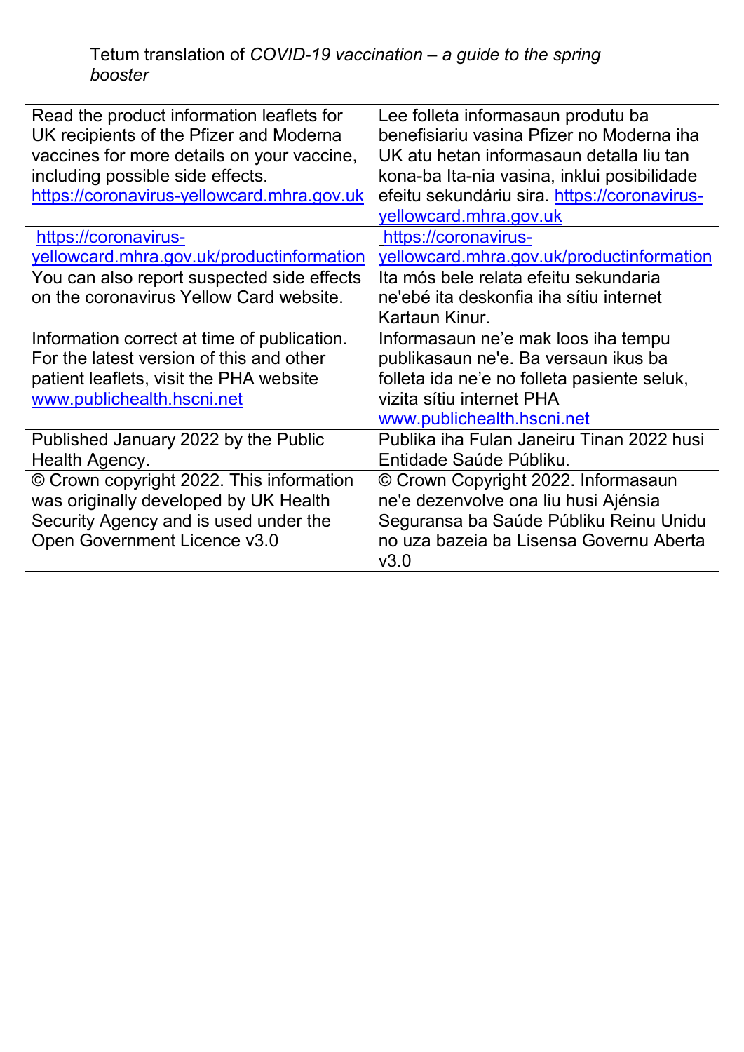Tetum translation of *COVID-19 vaccination – a guide to the spring booster*

| | |
|---|---|
| Read the product information leaflets for UK recipients of the Pfizer and Moderna vaccines for more details on your vaccine, including possible side effects. https://coronavirus-yellowcard.mhra.gov.uk | Lee folleta informasaun produtu ba benefisiariu vasina Pfizer no Moderna iha UK atu hetan informasaun detalla liu tan kona-ba Ita-nia vasina, inklui posibilidade efeitu sekundáriu sira. https://coronavirus-yellowcard.mhra.gov.uk |
| https://coronavirus-yellowcard.mhra.gov.uk/productinformation | https://coronavirus-yellowcard.mhra.gov.uk/productinformation |
| You can also report suspected side effects on the coronavirus Yellow Card website. | Ita mós bele relata efeitu sekundaria ne'ebé ita deskonfia iha sítiu internet Kartaun Kinur. |
| Information correct at time of publication. For the latest version of this and other patient leaflets, visit the PHA website www.publichealth.hscni.net | Informasaun ne'e mak loos iha tempu publikasaun ne'e. Ba versaun ikus ba folleta ida ne'e no folleta pasiente seluk, vizita sítiu internet PHA www.publichealth.hscni.net |
| Published January 2022 by the Public Health Agency. | Publika iha Fulan Janeiru Tinan 2022 husi Entidade Saúde Públiku. |
| © Crown copyright 2022. This information was originally developed by UK Health Security Agency and is used under the Open Government Licence v3.0 | © Crown Copyright 2022. Informasaun ne'e dezenvolve ona liu husi Ajénsia Seguransa ba Saúde Públiku Reinu Unidu no uza bazeia ba Lisensa Governu Aberta v3.0 |